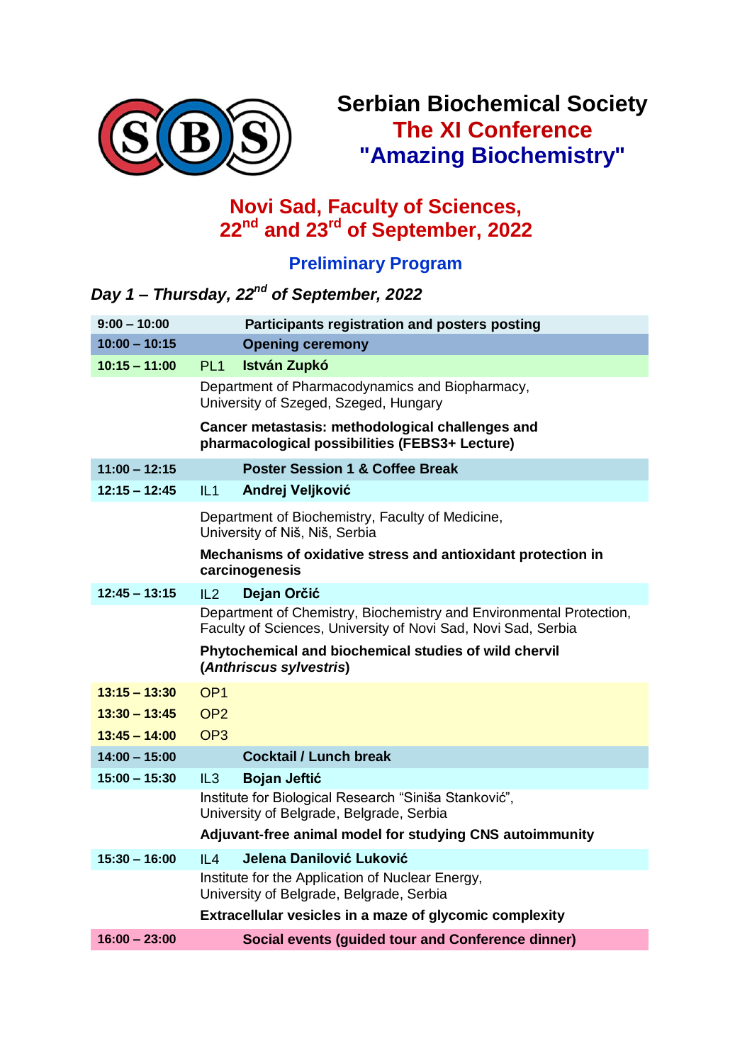# Serbian Biochemical Society

## The XI Conference

## "Amazing Biochemistry"

## Novi Sad, Faculty of Sciences, 22nd and 23rd of September, 2022

### Preliminary Program

### *Day 1 – Thursday, 22nd of September, 2022*

| Time | | |
|---|---|---|
| 9:00 – 10:00 | | **Participants registration and posters posting** |
| 10:00 – 10:15 | | **Opening ceremony** |
| 10:15 – 11:00 | PL1 | **István Zupkó** |
| | | Department of Pharmacodynamics and Biopharmacy, University of Szeged, Szeged, Hungary |
| | | **Cancer metastasis: methodological challenges and pharmacological possibilities (FEBS3+ Lecture)** |
| 11:00 – 12:15 | | **Poster Session 1 & Coffee Break** |
| 12:15 – 12:45 | IL1 | **Andrej Veljković** |
| | | Department of Biochemistry, Faculty of Medicine, University of Niš, Niš, Serbia |
| | | **Mechanisms of oxidative stress and antioxidant protection in carcinogenesis** |
| 12:45 – 13:15 | IL2 | **Dejan Orčić** |
| | | Department of Chemistry, Biochemistry and Environmental Protection, Faculty of Sciences, University of Novi Sad, Novi Sad, Serbia |
| | | **Phytochemical and biochemical studies of wild chervil (*Anthriscus sylvestris*)** |
| 13:15 – 13:30 | OP1 | |
| 13:30 – 13:45 | OP2 | |
| 13:45 – 14:00 | OP3 | |
| 14:00 – 15:00 | | **Cocktail / Lunch break** |
| 15:00 – 15:30 | IL3 | **Bojan Jeftić** |
| | | Institute for Biological Research "Siniša Stanković", University of Belgrade, Belgrade, Serbia |
| | | **Adjuvant-free animal model for studying CNS autoimmunity** |
| 15:30 – 16:00 | IL4 | **Jelena Danilović Luković** |
| | | Institute for the Application of Nuclear Energy, University of Belgrade, Belgrade, Serbia |
| | | **Extracellular vesicles in a maze of glycomic complexity** |
| 16:00 – 23:00 | | **Social events (guided tour and Conference dinner)** |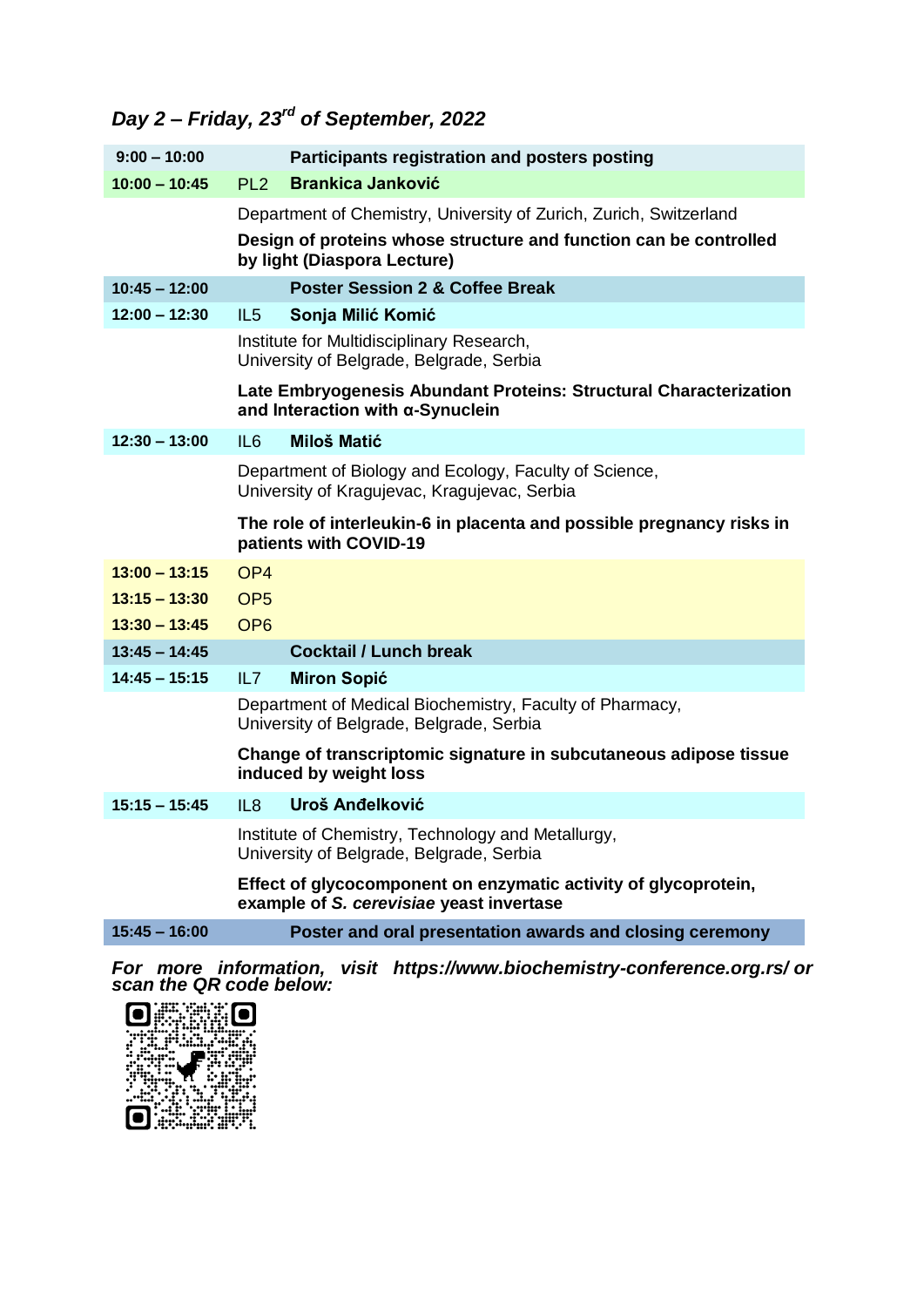## *Day 2 – Friday, 23rd of September, 2022*

| | | |
|---|---|---|
| **9:00 – 10:00** | | **Participants registration and posters posting** |
| **10:00 – 10:45** | PL2 | **Brankica Janković** |
| | | Department of Chemistry, University of Zurich, Zurich, Switzerland<br>**Design of proteins whose structure and function can be controlled by light (Diaspora Lecture)** |
| **10:45 – 12:00** | | **Poster Session 2 & Coffee Break** |
| **12:00 – 12:30** | IL5 | **Sonja Milić Komić** |
| | | Institute for Multidisciplinary Research, University of Belgrade, Belgrade, Serbia<br>**Late Embryogenesis Abundant Proteins: Structural Characterization and Interaction with α-Synuclein** |
| **12:30 – 13:00** | IL6 | **Miloš Matić** |
| | | Department of Biology and Ecology, Faculty of Science, University of Kragujevac, Kragujevac, Serbia<br>**The role of interleukin-6 in placenta and possible pregnancy risks in patients with COVID-19** |
| **13:00 – 13:15** | OP4 | |
| **13:15 – 13:30** | OP5 | |
| **13:30 – 13:45** | OP6 | |
| **13:45 – 14:45** | | **Cocktail / Lunch break** |
| **14:45 – 15:15** | IL7 | **Miron Sopić** |
| | | Department of Medical Biochemistry, Faculty of Pharmacy, University of Belgrade, Belgrade, Serbia<br>**Change of transcriptomic signature in subcutaneous adipose tissue induced by weight loss** |
| **15:15 – 15:45** | IL8 | **Uroš Anđelković** |
| | | Institute of Chemistry, Technology and Metallurgy, University of Belgrade, Belgrade, Serbia<br>**Effect of glycocomponent on enzymatic activity of glycoprotein, example of *S. cerevisiae* yeast invertase** |
| **15:45 – 16:00** | | **Poster and oral presentation awards and closing ceremony** |

***For more information, visit https://www.biochemistry-conference.org.rs/ or scan the QR code below:***